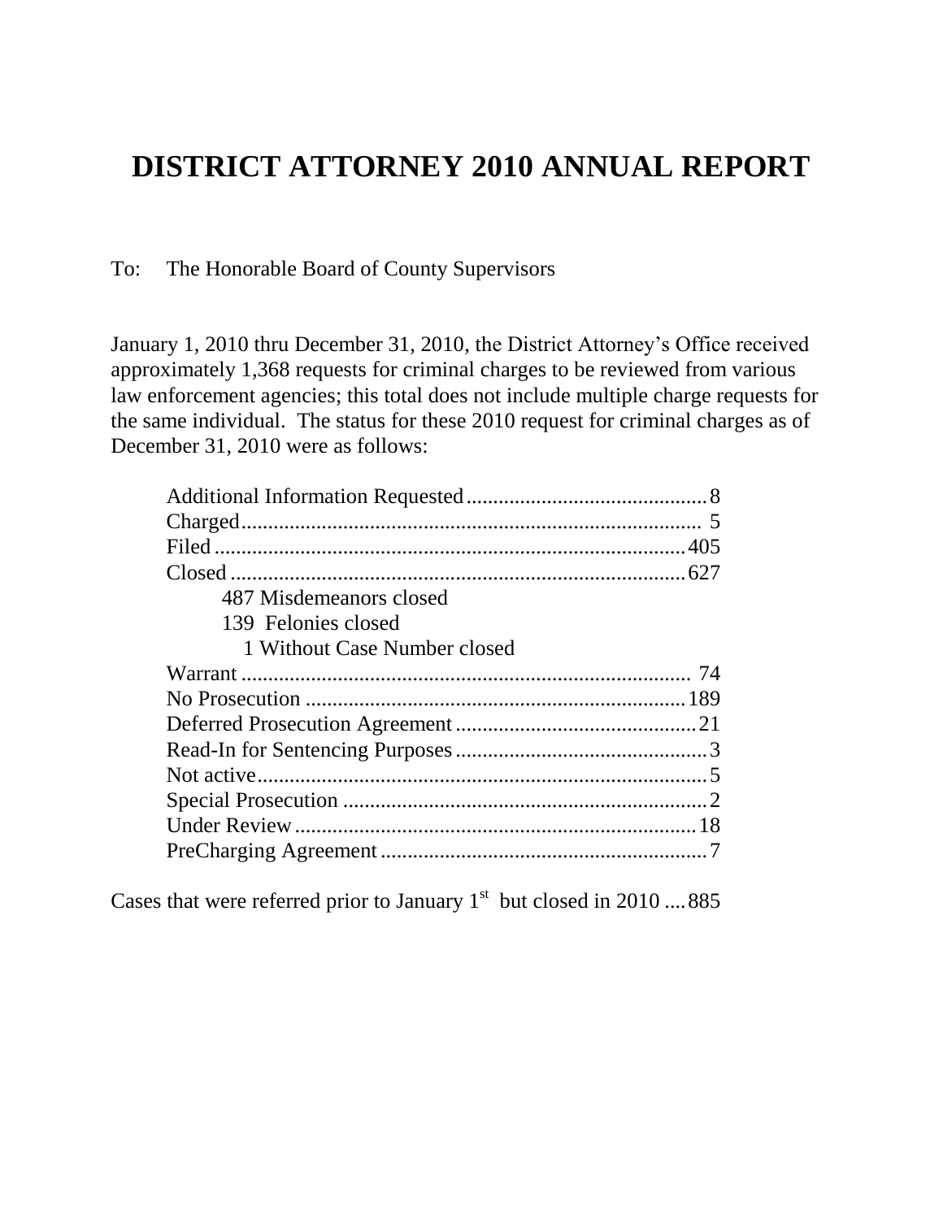# DISTRICT ATTORNEY 2010 ANNUAL REPORT

To: The Honorable Board of County Supervisors

January 1, 2010 thru December 31, 2010, the District Attorney's Office received approximately 1,368 requests for criminal charges to be reviewed from various law enforcement agencies; this total does not include multiple charge requests for the same individual. The status for these 2010 request for criminal charges as of December 31, 2010 were as follows:

| Status | Count |
|---|---|
| Additional Information Requested | 8 |
| Charged | 5 |
| Filed | 405 |
| Closed | 627 |
| 487 Misdemeanors closed | |
| 139 Felonies closed | |
| 1 Without Case Number closed | |
| Warrant | 74 |
| No Prosecution | 189 |
| Deferred Prosecution Agreement | 21 |
| Read-In for Sentencing Purposes | 3 |
| Not active | 5 |
| Special Prosecution | 2 |
| Under Review | 18 |
| PreCharging Agreement | 7 |

Cases that were referred prior to January 1st but closed in 2010 .... 885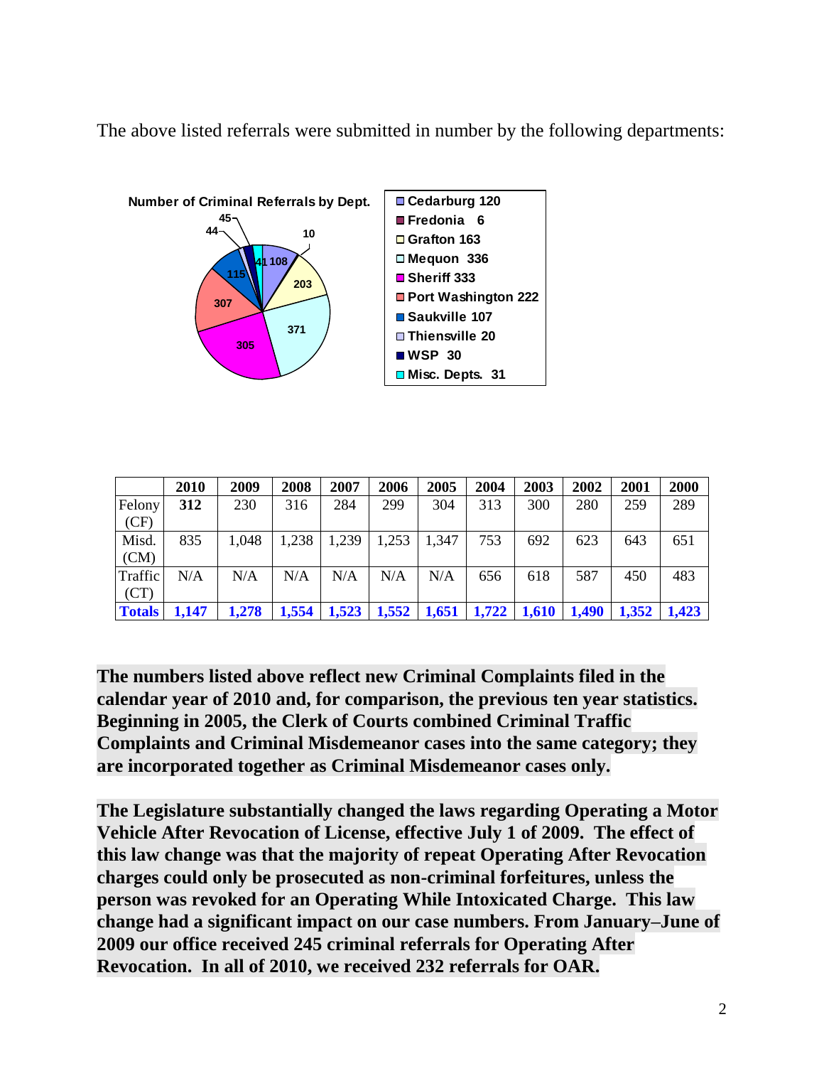The above listed referrals were submitted in number by the following departments:

**Number of Criminal Referrals by Dept.**

- Cedarburg 120
- Fredonia 6
- Grafton 163
- Mequon 336
- Sheriff 333
- Port Washington 222
- Saukville 107
- Thiensville 20
- WSP 30
- Misc. Depts. 31

| | 2010 | 2009 | 2008 | 2007 | 2006 | 2005 | 2004 | 2003 | 2002 | 2001 | 2000 |
|---|---|---|---|---|---|---|---|---|---|---|---|
| Felony (CF) | **312** | 230 | 316 | 284 | 299 | 304 | 313 | 300 | 280 | 259 | 289 |
| Misd. (CM) | 835 | 1,048 | 1,238 | 1,239 | 1,253 | 1,347 | 753 | 692 | 623 | 643 | 651 |
| Traffic (CT) | N/A | N/A | N/A | N/A | N/A | N/A | 656 | 618 | 587 | 450 | 483 |
| **Totals** | **1,147** | **1,278** | **1,554** | **1,523** | **1,552** | **1,651** | **1,722** | **1,610** | **1,490** | **1,352** | **1,423** |

**The numbers listed above reflect new Criminal Complaints filed in the calendar year of 2010 and, for comparison, the previous ten year statistics. Beginning in 2005, the Clerk of Courts combined Criminal Traffic Complaints and Criminal Misdemeanor cases into the same category; they are incorporated together as Criminal Misdemeanor cases only.**

**The Legislature substantially changed the laws regarding Operating a Motor Vehicle After Revocation of License, effective July 1 of 2009. The effect of this law change was that the majority of repeat Operating After Revocation charges could only be prosecuted as non-criminal forfeitures, unless the person was revoked for an Operating While Intoxicated Charge. This law change had a significant impact on our case numbers. From January–June of 2009 our office received 245 criminal referrals for Operating After Revocation. In all of 2010, we received 232 referrals for OAR.**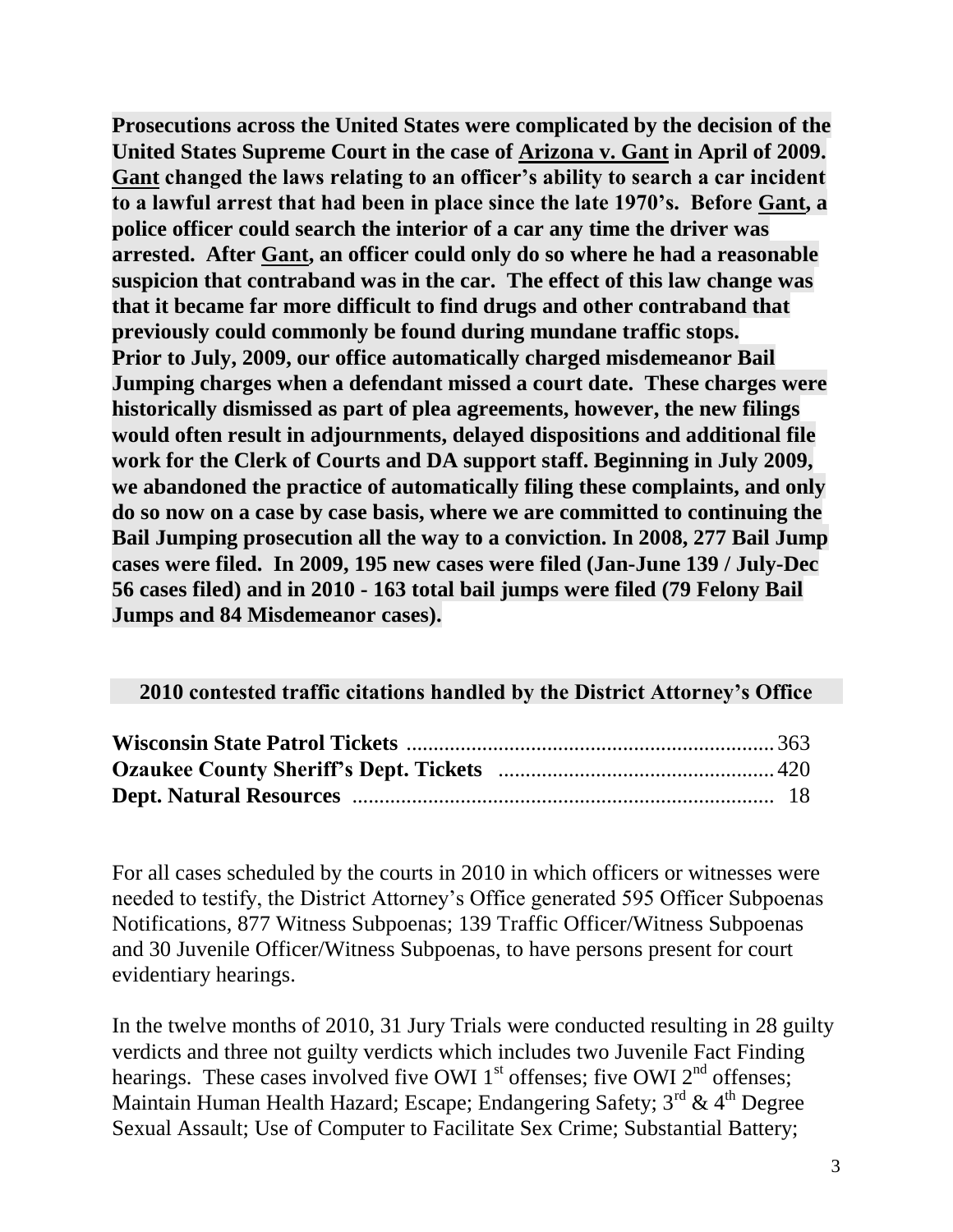**Prosecutions across the United States were complicated by the decision of the United States Supreme Court in the case of Arizona v. Gant in April of 2009. Gant changed the laws relating to an officer's ability to search a car incident to a lawful arrest that had been in place since the late 1970's. Before Gant, a police officer could search the interior of a car any time the driver was arrested. After Gant, an officer could only do so where he had a reasonable suspicion that contraband was in the car. The effect of this law change was that it became far more difficult to find drugs and other contraband that previously could commonly be found during mundane traffic stops.**
**Prior to July, 2009, our office automatically charged misdemeanor Bail Jumping charges when a defendant missed a court date. These charges were historically dismissed as part of plea agreements, however, the new filings would often result in adjournments, delayed dispositions and additional file work for the Clerk of Courts and DA support staff. Beginning in July 2009, we abandoned the practice of automatically filing these complaints, and only do so now on a case by case basis, where we are committed to continuing the Bail Jumping prosecution all the way to a conviction. In 2008, 277 Bail Jump cases were filed. In 2009, 195 new cases were filed (Jan-June 139 / July-Dec 56 cases filed) and in 2010 - 163 total bail jumps were filed (79 Felony Bail Jumps and 84 Misdemeanor cases).**

**2010 contested traffic citations handled by the District Attorney's Office**

| | |
|---|---|
| **Wisconsin State Patrol Tickets** | 363 |
| **Ozaukee County Sheriff's Dept. Tickets** | 420 |
| **Dept. Natural Resources** | 18 |

For all cases scheduled by the courts in 2010 in which officers or witnesses were needed to testify, the District Attorney's Office generated 595 Officer Subpoenas Notifications, 877 Witness Subpoenas; 139 Traffic Officer/Witness Subpoenas and 30 Juvenile Officer/Witness Subpoenas, to have persons present for court evidentiary hearings.

In the twelve months of 2010, 31 Jury Trials were conducted resulting in 28 guilty verdicts and three not guilty verdicts which includes two Juvenile Fact Finding hearings. These cases involved five OWI 1st offenses; five OWI 2nd offenses; Maintain Human Health Hazard; Escape; Endangering Safety; 3rd & 4th Degree Sexual Assault; Use of Computer to Facilitate Sex Crime; Substantial Battery;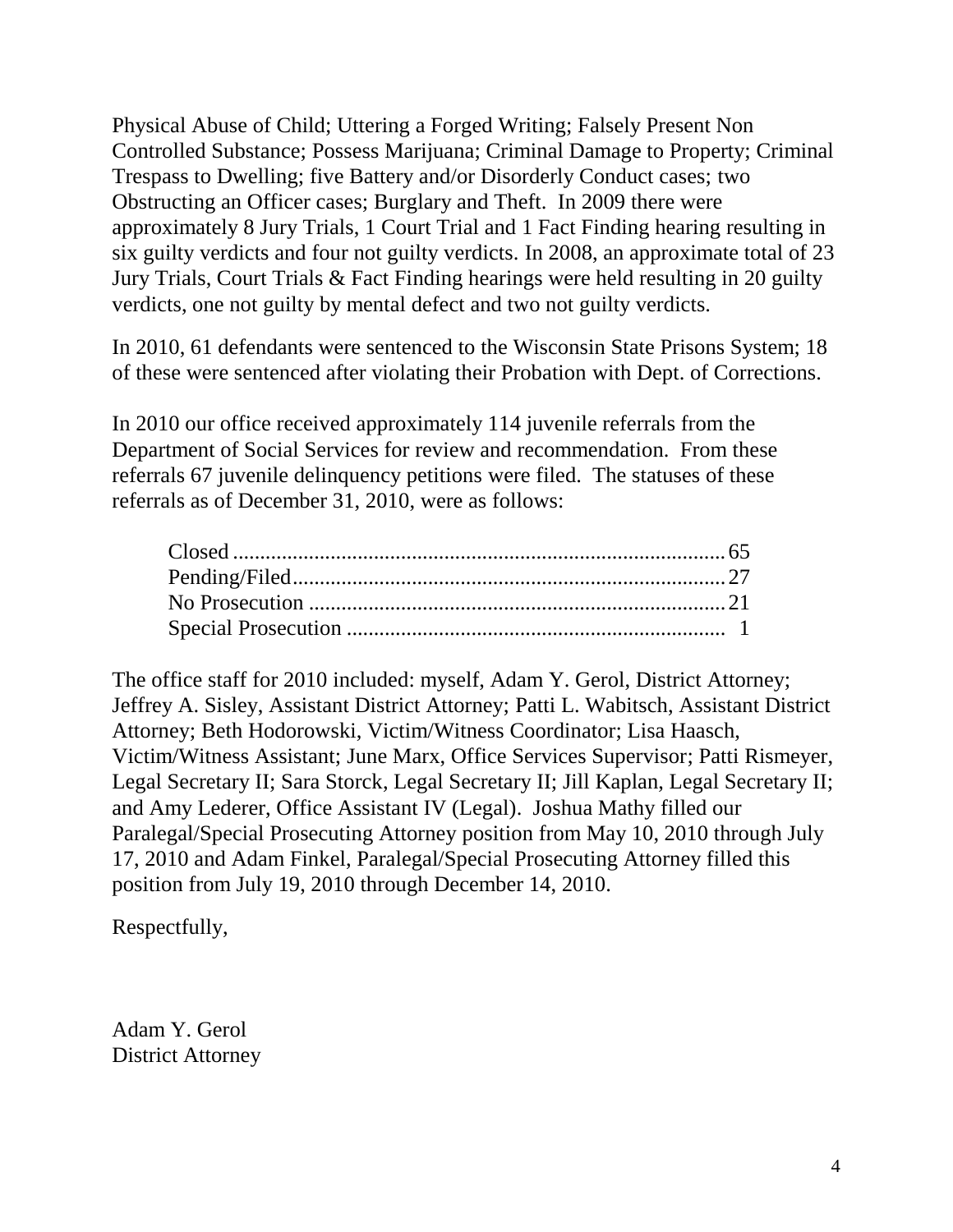Physical Abuse of Child; Uttering a Forged Writing; Falsely Present Non Controlled Substance; Possess Marijuana; Criminal Damage to Property; Criminal Trespass to Dwelling; five Battery and/or Disorderly Conduct cases; two Obstructing an Officer cases; Burglary and Theft. In 2009 there were approximately 8 Jury Trials, 1 Court Trial and 1 Fact Finding hearing resulting in six guilty verdicts and four not guilty verdicts. In 2008, an approximate total of 23 Jury Trials, Court Trials & Fact Finding hearings were held resulting in 20 guilty verdicts, one not guilty by mental defect and two not guilty verdicts.

In 2010, 61 defendants were sentenced to the Wisconsin State Prisons System; 18 of these were sentenced after violating their Probation with Dept. of Corrections.

In 2010 our office received approximately 114 juvenile referrals from the Department of Social Services for review and recommendation. From these referrals 67 juvenile delinquency petitions were filed. The statuses of these referrals as of December 31, 2010, were as follows:

| | |
|---|---|
| Closed | 65 |
| Pending/Filed | 27 |
| No Prosecution | 21 |
| Special Prosecution | 1 |

The office staff for 2010 included: myself, Adam Y. Gerol, District Attorney; Jeffrey A. Sisley, Assistant District Attorney; Patti L. Wabitsch, Assistant District Attorney; Beth Hodorowski, Victim/Witness Coordinator; Lisa Haasch, Victim/Witness Assistant; June Marx, Office Services Supervisor; Patti Rismeyer, Legal Secretary II; Sara Storck, Legal Secretary II; Jill Kaplan, Legal Secretary II; and Amy Lederer, Office Assistant IV (Legal). Joshua Mathy filled our Paralegal/Special Prosecuting Attorney position from May 10, 2010 through July 17, 2010 and Adam Finkel, Paralegal/Special Prosecuting Attorney filled this position from July 19, 2010 through December 14, 2010.

Respectfully,

Adam Y. Gerol  
District Attorney